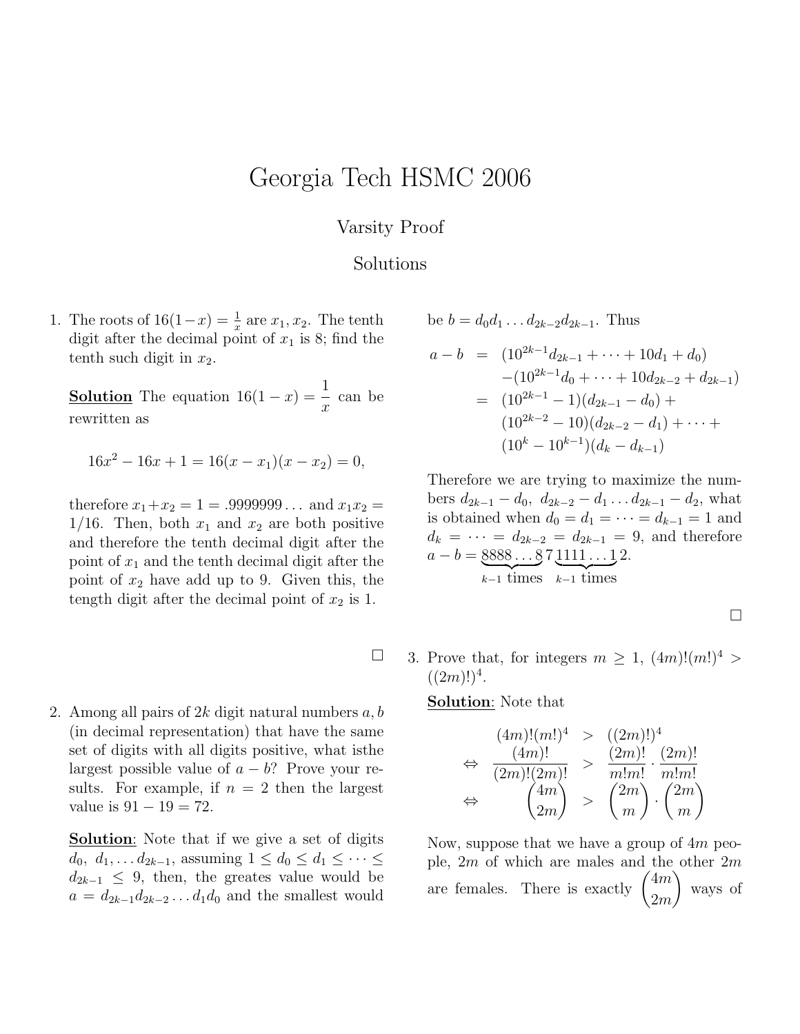// Georgia Tech HSMC 2006

Varsity Proof

Solutions

1. The roots of $16(1-x) = \frac{1}{x}$ are $x_1, x_2$. The tenth digit after the decimal point of $x_1$ is 8; find the tenth such digit in $x_2$.

**Solution** The equation $16(1-x) = \dfrac{1}{x}$ can be rewritten as

$$16x^2 - 16x + 1 = 16(x - x_1)(x - x_2) = 0,$$

therefore $x_1 + x_2 = 1 = .9999999\ldots$ and $x_1 x_2 = 1/16$. Then, both $x_1$ and $x_2$ are both positive and therefore the tenth decimal digit after the point of $x_1$ and the tenth decimal digit after the point of $x_2$ have add up to 9. Given this, the tength digit after the decimal point of $x_2$ is 1.

□

2. Among all pairs of $2k$ digit natural numbers $a, b$ (in decimal representation) that have the same set of digits with all digits positive, what isthe largest possible value of $a - b$? Prove your results. For example, if $n = 2$ then the largest value is $91 - 19 = 72$.

**Solution**: Note that if we give a set of digits $d_0,\ d_1, \ldots d_{2k-1}$, assuming $1 \le d_0 \le d_1 \le \cdots \le d_{2k-1} \le 9$, then, the greates value would be $a = d_{2k-1}d_{2k-2}\ldots d_1 d_0$ and the smallest would be $b = d_0 d_1 \ldots d_{2k-2} d_{2k-1}$. Thus

$$\begin{aligned}
a - b &= (10^{2k-1}d_{2k-1} + \cdots + 10d_1 + d_0) \\
&\quad -(10^{2k-1}d_0 + \cdots + 10d_{2k-2} + d_{2k-1}) \\
&= (10^{2k-1} - 1)(d_{2k-1} - d_0) + \\
&\quad (10^{2k-2} - 10)(d_{2k-2} - d_1) + \cdots + \\
&\quad (10^k - 10^{k-1})(d_k - d_{k-1})
\end{aligned}$$

Therefore we are trying to maximize the numbers $d_{2k-1} - d_0,\ d_{2k-2} - d_1 \ldots d_{2k-1} - d_2$, what is obtained when $d_0 = d_1 = \cdots = d_{k-1} = 1$ and $d_k = \cdots = d_{2k-2} = d_{2k-1} = 9$, and therefore $a - b = \underbrace{8888\ldots 8}_{k-1 \text{ times}} 7 \underbrace{1111\ldots 1}_{k-1 \text{ times}} 2$.

□

3. Prove that, for integers $m \ge 1$, $(4m)!(m!)^4 > ((2m)!)^4$.

**Solution**: Note that

$$\begin{aligned}
(4m)!(m!)^4 &> ((2m)!)^4 \\
\Leftrightarrow \quad \frac{(4m)!}{(2m)!(2m)!} &> \frac{(2m)!}{m!m!} \cdot \frac{(2m)!}{m!m!} \\
\Leftrightarrow \quad \binom{4m}{2m} &> \binom{2m}{m} \cdot \binom{2m}{m}
\end{aligned}$$

Now, suppose that we have a group of $4m$ people, $2m$ of which are males and the other $2m$ are females. There is exactly $\dbinom{4m}{2m}$ ways of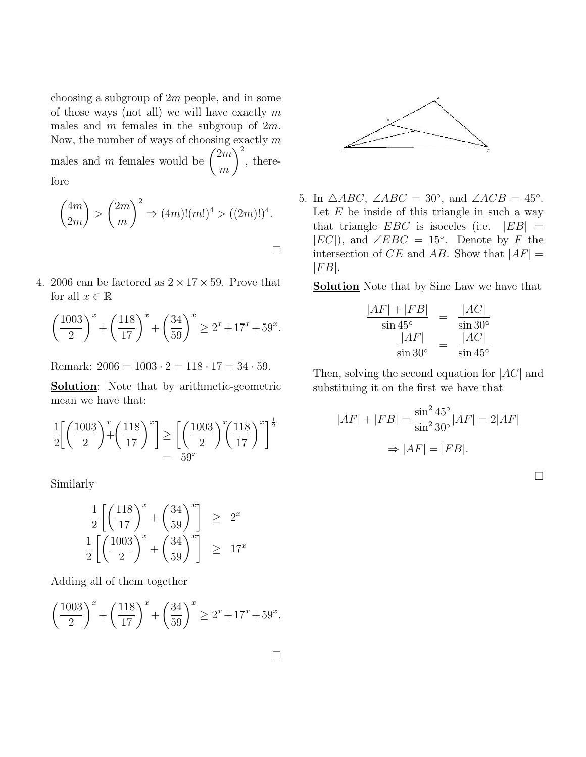choosing a subgroup of $2m$ people, and in some of those ways (not all) we will have exactly $m$ males and $m$ females in the subgroup of $2m$. Now, the number of ways of choosing exactly $m$ males and $m$ females would be $\binom{2m}{m}^2$, therefore

$$\binom{4m}{2m} > \binom{2m}{m}^2 \Rightarrow (4m)!(m!)^4 > ((2m)!)^4.$$

□

4. 2006 can be factored as $2 \times 17 \times 59$. Prove that for all $x \in \mathbb{R}$

$$\left(\frac{1003}{2}\right)^x + \left(\frac{118}{17}\right)^x + \left(\frac{34}{59}\right)^x \geq 2^x + 17^x + 59^x.$$

Remark: $2006 = 1003 \cdot 2 = 118 \cdot 17 = 34 \cdot 59$.

**Solution**: Note that by arithmetic-geometric mean we have that:

$$\frac{1}{2}\left[\left(\frac{1003}{2}\right)^x + \left(\frac{118}{17}\right)^x\right] \geq \left[\left(\frac{1003}{2}\right)^x \left(\frac{118}{17}\right)^x\right]^{\frac{1}{2}} = 59^x$$

Similarly

$$\frac{1}{2}\left[\left(\frac{118}{17}\right)^x + \left(\frac{34}{59}\right)^x\right] \geq 2^x$$

$$\frac{1}{2}\left[\left(\frac{1003}{2}\right)^x + \left(\frac{34}{59}\right)^x\right] \geq 17^x$$

Adding all of them together

$$\left(\frac{1003}{2}\right)^x + \left(\frac{118}{17}\right)^x + \left(\frac{34}{59}\right)^x \geq 2^x + 17^x + 59^x.$$

□

5. In $\triangle ABC$, $\angle ABC = 30°$, and $\angle ACB = 45°$. Let $E$ be inside of this triangle in such a way that triangle $EBC$ is isoceles (i.e. $|EB| = |EC|$), and $\angle EBC = 15°$. Denote by $F$ the intersection of $CE$ and $AB$. Show that $|AF| = |FB|$.

**Solution** Note that by Sine Law we have that

$$\frac{|AF| + |FB|}{\sin 45°} = \frac{|AC|}{\sin 30°}$$

$$\frac{|AF|}{\sin 30°} = \frac{|AC|}{\sin 45°}$$

Then, solving the second equation for $|AC|$ and substituing it on the first we have that

$$|AF| + |FB| = \frac{\sin^2 45°}{\sin^2 30°}|AF| = 2|AF|$$

$$\Rightarrow |AF| = |FB|.$$

□